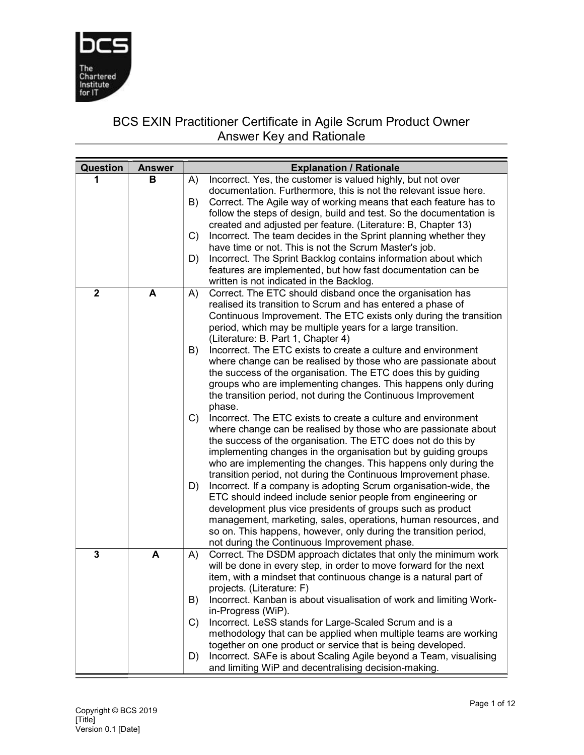# BCS EXIN Practitioner Certificate in Agile Scrum Product Owner Answer Key and Rationale

| Question | Answer | Explanation / Rationale |
|---|---|---|
| 1 | B | A) Incorrect. Yes, the customer is valued highly, but not over documentation. Furthermore, this is not the relevant issue here.<br>B) Correct. The Agile way of working means that each feature has to follow the steps of design, build and test. So the documentation is created and adjusted per feature. (Literature: B, Chapter 13)<br>C) Incorrect. The team decides in the Sprint planning whether they have time or not. This is not the Scrum Master's job.<br>D) Incorrect. The Sprint Backlog contains information about which features are implemented, but how fast documentation can be written is not indicated in the Backlog. |
| 2 | A | A) Correct. The ETC should disband once the organisation has realised its transition to Scrum and has entered a phase of Continuous Improvement. The ETC exists only during the transition period, which may be multiple years for a large transition. (Literature: B. Part 1, Chapter 4)<br>B) Incorrect. The ETC exists to create a culture and environment where change can be realised by those who are passionate about the success of the organisation. The ETC does this by guiding groups who are implementing changes. This happens only during the transition period, not during the Continuous Improvement phase.<br>C) Incorrect. The ETC exists to create a culture and environment where change can be realised by those who are passionate about the success of the organisation. The ETC does not do this by implementing changes in the organisation but by guiding groups who are implementing the changes. This happens only during the transition period, not during the Continuous Improvement phase.<br>D) Incorrect. If a company is adopting Scrum organisation-wide, the ETC should indeed include senior people from engineering or development plus vice presidents of groups such as product management, marketing, sales, operations, human resources, and so on. This happens, however, only during the transition period, not during the Continuous Improvement phase. |
| 3 | A | A) Correct. The DSDM approach dictates that only the minimum work will be done in every step, in order to move forward for the next item, with a mindset that continuous change is a natural part of projects. (Literature: F)<br>B) Incorrect. Kanban is about visualisation of work and limiting Work-in-Progress (WiP).<br>C) Incorrect. LeSS stands for Large-Scaled Scrum and is a methodology that can be applied when multiple teams are working together on one product or service that is being developed.<br>D) Incorrect. SAFe is about Scaling Agile beyond a Team, visualising and limiting WiP and decentralising decision-making. |

Copyright © BCS 2019
[Title]
Version 0.1 [Date]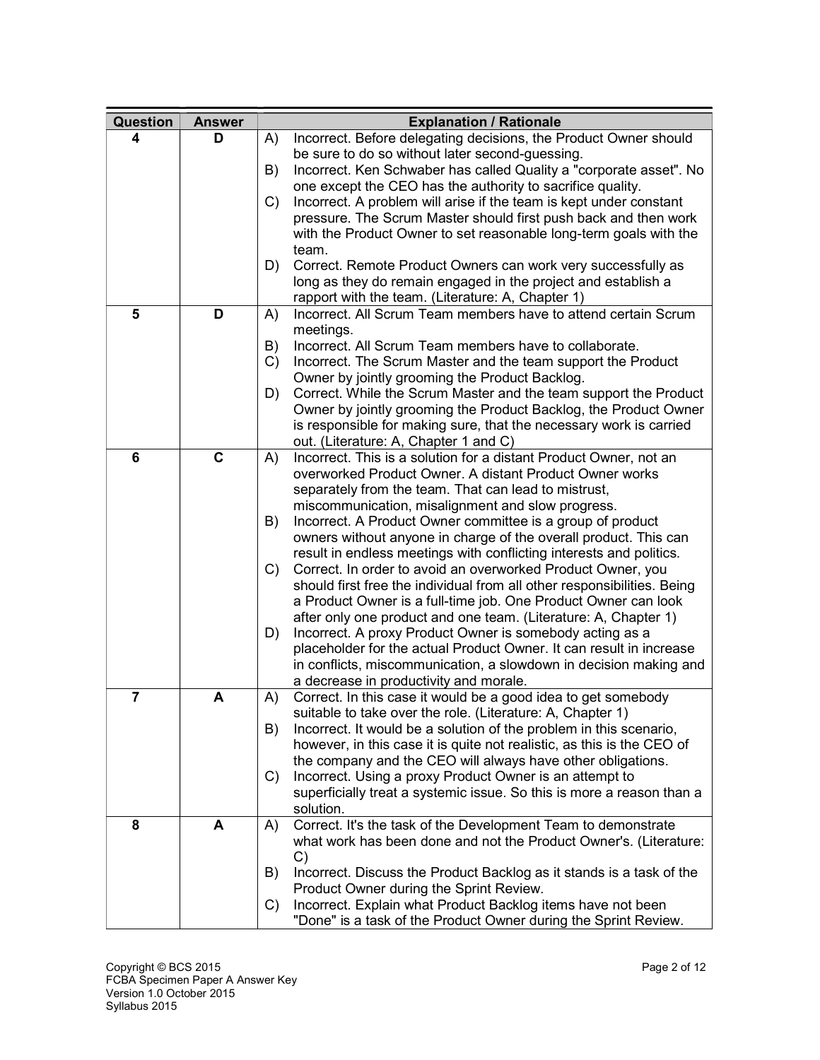| Question | Answer | Explanation / Rationale |
| --- | --- | --- |
| 4 | D | A) Incorrect. Before delegating decisions, the Product Owner should be sure to do so without later second-guessing.<br>B) Incorrect. Ken Schwaber has called Quality a "corporate asset". No one except the CEO has the authority to sacrifice quality.<br>C) Incorrect. A problem will arise if the team is kept under constant pressure. The Scrum Master should first push back and then work with the Product Owner to set reasonable long-term goals with the team.<br>D) Correct. Remote Product Owners can work very successfully as long as they do remain engaged in the project and establish a rapport with the team. (Literature: A, Chapter 1) |
| 5 | D | A) Incorrect. All Scrum Team members have to attend certain Scrum meetings.<br>B) Incorrect. All Scrum Team members have to collaborate.<br>C) Incorrect. The Scrum Master and the team support the Product Owner by jointly grooming the Product Backlog.<br>D) Correct. While the Scrum Master and the team support the Product Owner by jointly grooming the Product Backlog, the Product Owner is responsible for making sure, that the necessary work is carried out. (Literature: A, Chapter 1 and C) |
| 6 | C | A) Incorrect. This is a solution for a distant Product Owner, not an overworked Product Owner. A distant Product Owner works separately from the team. That can lead to mistrust, miscommunication, misalignment and slow progress.<br>B) Incorrect. A Product Owner committee is a group of product owners without anyone in charge of the overall product. This can result in endless meetings with conflicting interests and politics.<br>C) Correct. In order to avoid an overworked Product Owner, you should first free the individual from all other responsibilities. Being a Product Owner is a full-time job. One Product Owner can look after only one product and one team. (Literature: A, Chapter 1)<br>D) Incorrect. A proxy Product Owner is somebody acting as a placeholder for the actual Product Owner. It can result in increase in conflicts, miscommunication, a slowdown in decision making and a decrease in productivity and morale. |
| 7 | A | A) Correct. In this case it would be a good idea to get somebody suitable to take over the role. (Literature: A, Chapter 1)<br>B) Incorrect. It would be a solution of the problem in this scenario, however, in this case it is quite not realistic, as this is the CEO of the company and the CEO will always have other obligations.<br>C) Incorrect. Using a proxy Product Owner is an attempt to superficially treat a systemic issue. So this is more a reason than a solution. |
| 8 | A | A) Correct. It's the task of the Development Team to demonstrate what work has been done and not the Product Owner's. (Literature: C)<br>B) Incorrect. Discuss the Product Backlog as it stands is a task of the Product Owner during the Sprint Review.<br>C) Incorrect. Explain what Product Backlog items have not been "Done" is a task of the Product Owner during the Sprint Review. |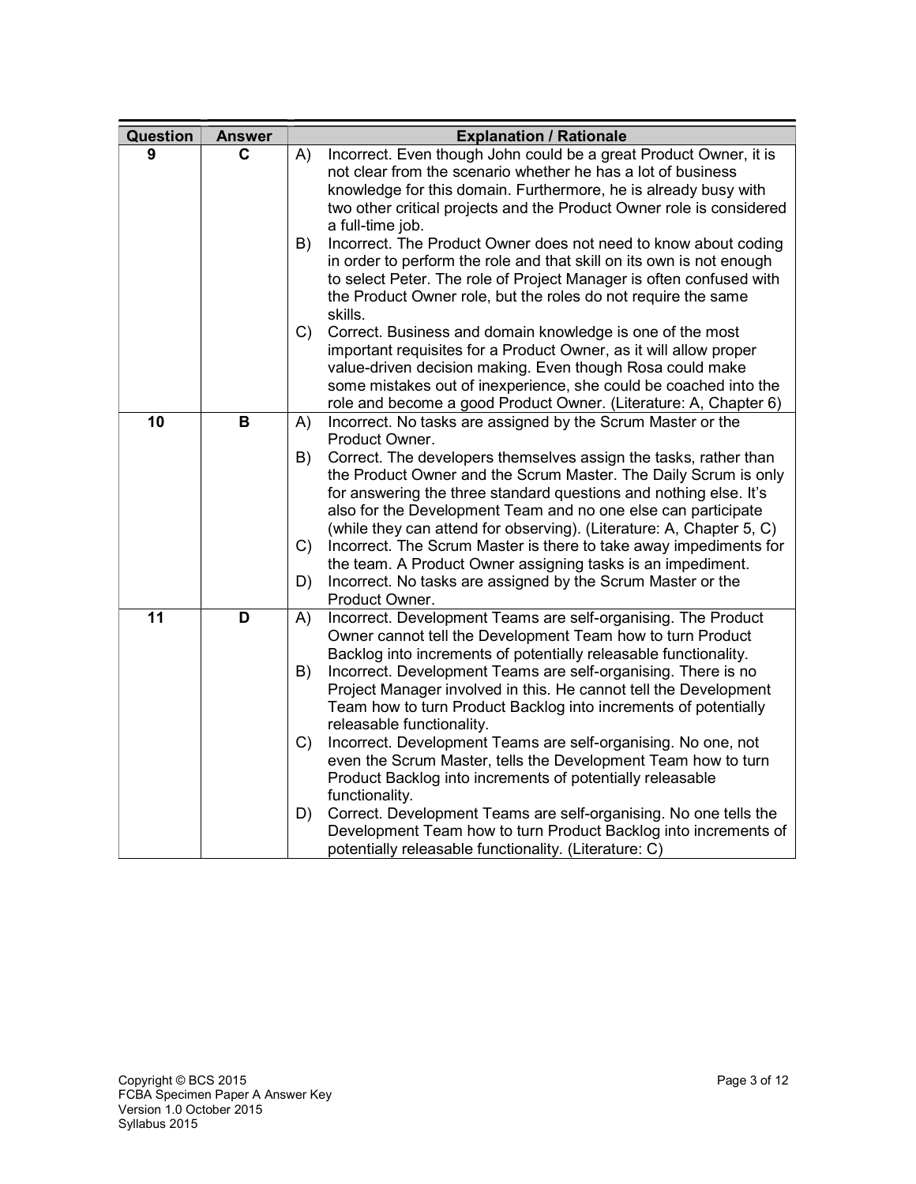| Question | Answer | Explanation / Rationale |
| --- | --- | --- |
| 9 | C | A) Incorrect. Even though John could be a great Product Owner, it is not clear from the scenario whether he has a lot of business knowledge for this domain. Furthermore, he is already busy with two other critical projects and the Product Owner role is considered a full-time job.<br>B) Incorrect. The Product Owner does not need to know about coding in order to perform the role and that skill on its own is not enough to select Peter. The role of Project Manager is often confused with the Product Owner role, but the roles do not require the same skills.<br>C) Correct. Business and domain knowledge is one of the most important requisites for a Product Owner, as it will allow proper value-driven decision making. Even though Rosa could make some mistakes out of inexperience, she could be coached into the role and become a good Product Owner. (Literature: A, Chapter 6) |
| 10 | B | A) Incorrect. No tasks are assigned by the Scrum Master or the Product Owner.<br>B) Correct. The developers themselves assign the tasks, rather than the Product Owner and the Scrum Master. The Daily Scrum is only for answering the three standard questions and nothing else. It's also for the Development Team and no one else can participate (while they can attend for observing). (Literature: A, Chapter 5, C)<br>C) Incorrect. The Scrum Master is there to take away impediments for the team. A Product Owner assigning tasks is an impediment.<br>D) Incorrect. No tasks are assigned by the Scrum Master or the Product Owner. |
| 11 | D | A) Incorrect. Development Teams are self-organising. The Product Owner cannot tell the Development Team how to turn Product Backlog into increments of potentially releasable functionality.<br>B) Incorrect. Development Teams are self-organising. There is no Project Manager involved in this. He cannot tell the Development Team how to turn Product Backlog into increments of potentially releasable functionality.<br>C) Incorrect. Development Teams are self-organising. No one, not even the Scrum Master, tells the Development Team how to turn Product Backlog into increments of potentially releasable functionality.<br>D) Correct. Development Teams are self-organising. No one tells the Development Team how to turn Product Backlog into increments of potentially releasable functionality. (Literature: C) |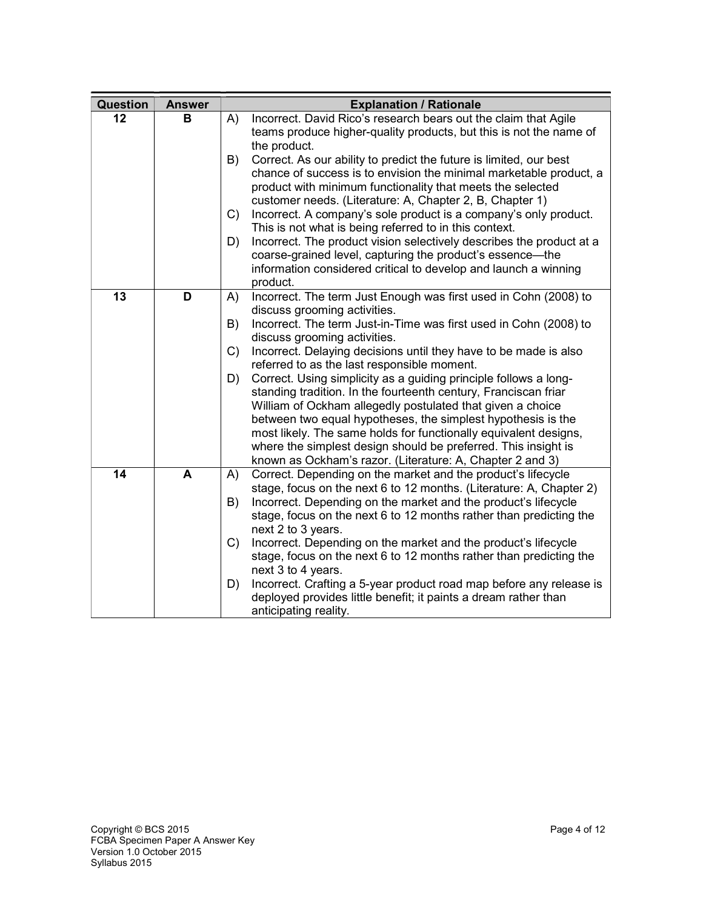| Question | Answer | Explanation / Rationale |
| --- | --- | --- |
| 12 | B | A) Incorrect. David Rico's research bears out the claim that Agile teams produce higher-quality products, but this is not the name of the product.<br>B) Correct. As our ability to predict the future is limited, our best chance of success is to envision the minimal marketable product, a product with minimum functionality that meets the selected customer needs. (Literature: A, Chapter 2, B, Chapter 1)<br>C) Incorrect. A company's sole product is a company's only product. This is not what is being referred to in this context.<br>D) Incorrect. The product vision selectively describes the product at a coarse-grained level, capturing the product's essence—the information considered critical to develop and launch a winning product. |
| 13 | D | A) Incorrect. The term Just Enough was first used in Cohn (2008) to discuss grooming activities.<br>B) Incorrect. The term Just-in-Time was first used in Cohn (2008) to discuss grooming activities.<br>C) Incorrect. Delaying decisions until they have to be made is also referred to as the last responsible moment.<br>D) Correct. Using simplicity as a guiding principle follows a long-standing tradition. In the fourteenth century, Franciscan friar William of Ockham allegedly postulated that given a choice between two equal hypotheses, the simplest hypothesis is the most likely. The same holds for functionally equivalent designs, where the simplest design should be preferred. This insight is known as Ockham's razor. (Literature: A, Chapter 2 and 3) |
| 14 | A | A) Correct. Depending on the market and the product's lifecycle stage, focus on the next 6 to 12 months. (Literature: A, Chapter 2)<br>B) Incorrect. Depending on the market and the product's lifecycle stage, focus on the next 6 to 12 months rather than predicting the next 2 to 3 years.<br>C) Incorrect. Depending on the market and the product's lifecycle stage, focus on the next 6 to 12 months rather than predicting the next 3 to 4 years.<br>D) Incorrect. Crafting a 5-year product road map before any release is deployed provides little benefit; it paints a dream rather than anticipating reality. |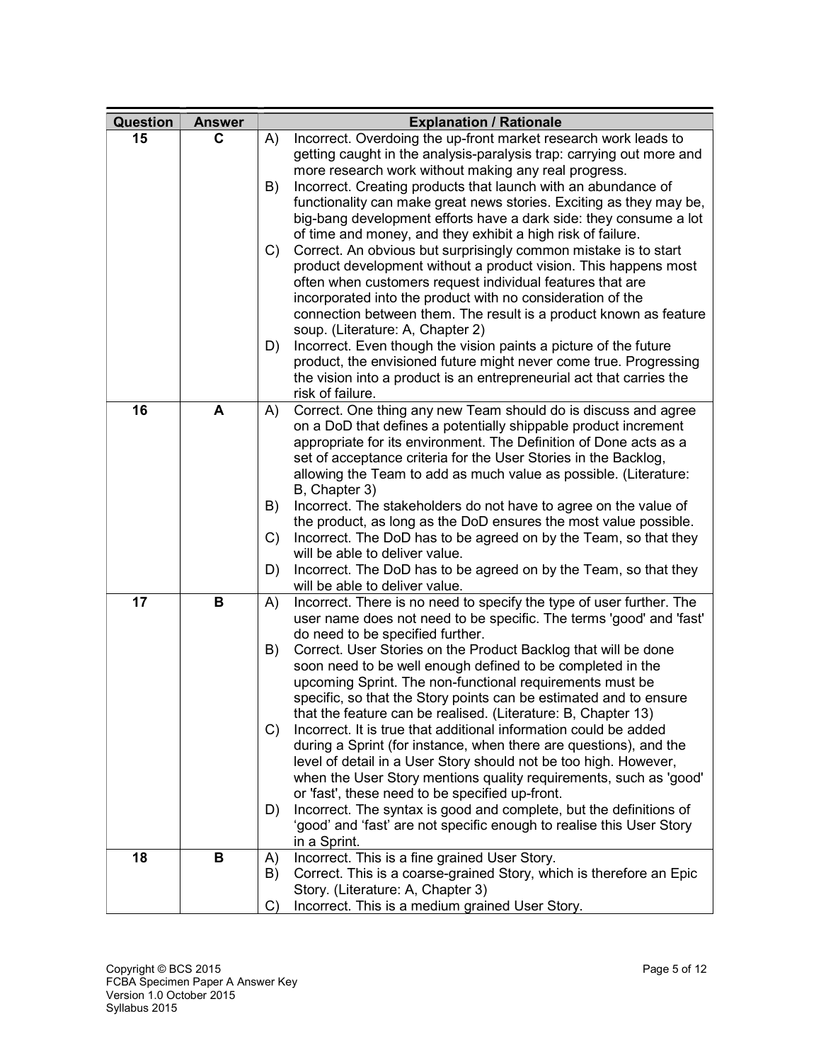| Question | Answer | Explanation / Rationale |
|---|---|---|
| 15 | C | A) Incorrect. Overdoing the up-front market research work leads to getting caught in the analysis-paralysis trap: carrying out more and more research work without making any real progress.<br>B) Incorrect. Creating products that launch with an abundance of functionality can make great news stories. Exciting as they may be, big-bang development efforts have a dark side: they consume a lot of time and money, and they exhibit a high risk of failure.<br>C) Correct. An obvious but surprisingly common mistake is to start product development without a product vision. This happens most often when customers request individual features that are incorporated into the product with no consideration of the connection between them. The result is a product known as feature soup. (Literature: A, Chapter 2)<br>D) Incorrect. Even though the vision paints a picture of the future product, the envisioned future might never come true. Progressing the vision into a product is an entrepreneurial act that carries the risk of failure. |
| 16 | A | A) Correct. One thing any new Team should do is discuss and agree on a DoD that defines a potentially shippable product increment appropriate for its environment. The Definition of Done acts as a set of acceptance criteria for the User Stories in the Backlog, allowing the Team to add as much value as possible. (Literature: B, Chapter 3)<br>B) Incorrect. The stakeholders do not have to agree on the value of the product, as long as the DoD ensures the most value possible.<br>C) Incorrect. The DoD has to be agreed on by the Team, so that they will be able to deliver value.<br>D) Incorrect. The DoD has to be agreed on by the Team, so that they will be able to deliver value. |
| 17 | B | A) Incorrect. There is no need to specify the type of user further. The user name does not need to be specific. The terms 'good' and 'fast' do need to be specified further.<br>B) Correct. User Stories on the Product Backlog that will be done soon need to be well enough defined to be completed in the upcoming Sprint. The non-functional requirements must be specific, so that the Story points can be estimated and to ensure that the feature can be realised. (Literature: B, Chapter 13)<br>C) Incorrect. It is true that additional information could be added during a Sprint (for instance, when there are questions), and the level of detail in a User Story should not be too high. However, when the User Story mentions quality requirements, such as 'good' or 'fast', these need to be specified up-front.<br>D) Incorrect. The syntax is good and complete, but the definitions of 'good' and 'fast' are not specific enough to realise this User Story in a Sprint. |
| 18 | B | A) Incorrect. This is a fine grained User Story.<br>B) Correct. This is a coarse-grained Story, which is therefore an Epic Story. (Literature: A, Chapter 3)<br>C) Incorrect. This is a medium grained User Story. |

Copyright © BCS 2015
FCBA Specimen Paper A Answer Key
Version 1.0 October 2015
Syllabus 2015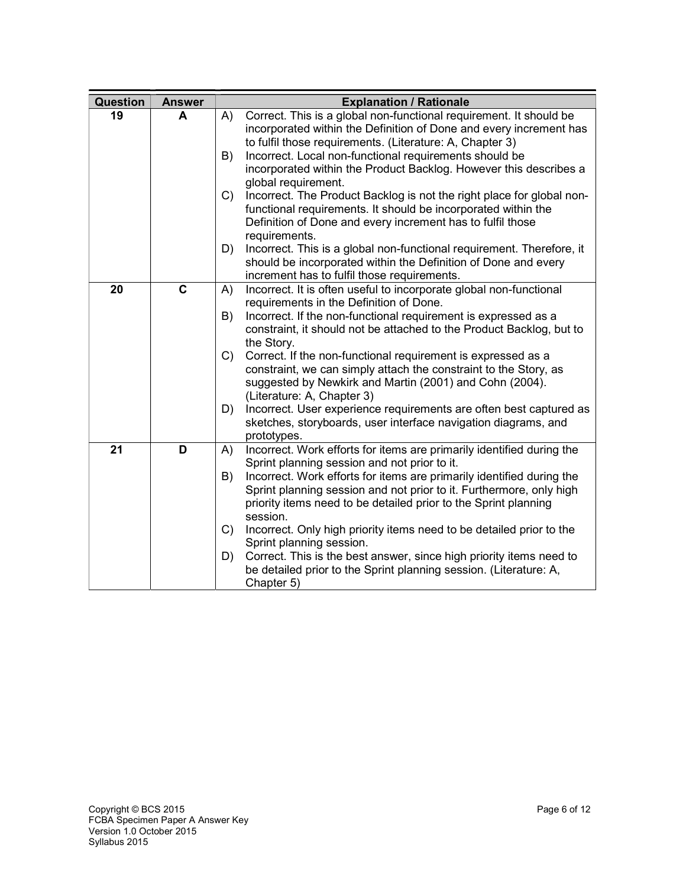| Question | Answer | Explanation / Rationale |
| --- | --- | --- |
| 19 | A | A) Correct. This is a global non-functional requirement. It should be incorporated within the Definition of Done and every increment has to fulfil those requirements. (Literature: A, Chapter 3)<br>B) Incorrect. Local non-functional requirements should be incorporated within the Product Backlog. However this describes a global requirement.<br>C) Incorrect. The Product Backlog is not the right place for global non-functional requirements. It should be incorporated within the Definition of Done and every increment has to fulfil those requirements.<br>D) Incorrect. This is a global non-functional requirement. Therefore, it should be incorporated within the Definition of Done and every increment has to fulfil those requirements. |
| 20 | C | A) Incorrect. It is often useful to incorporate global non-functional requirements in the Definition of Done.<br>B) Incorrect. If the non-functional requirement is expressed as a constraint, it should not be attached to the Product Backlog, but to the Story.<br>C) Correct. If the non-functional requirement is expressed as a constraint, we can simply attach the constraint to the Story, as suggested by Newkirk and Martin (2001) and Cohn (2004). (Literature: A, Chapter 3)<br>D) Incorrect. User experience requirements are often best captured as sketches, storyboards, user interface navigation diagrams, and prototypes. |
| 21 | D | A) Incorrect. Work efforts for items are primarily identified during the Sprint planning session and not prior to it.<br>B) Incorrect. Work efforts for items are primarily identified during the Sprint planning session and not prior to it. Furthermore, only high priority items need to be detailed prior to the Sprint planning session.<br>C) Incorrect. Only high priority items need to be detailed prior to the Sprint planning session.<br>D) Correct. This is the best answer, since high priority items need to be detailed prior to the Sprint planning session. (Literature: A, Chapter 5) |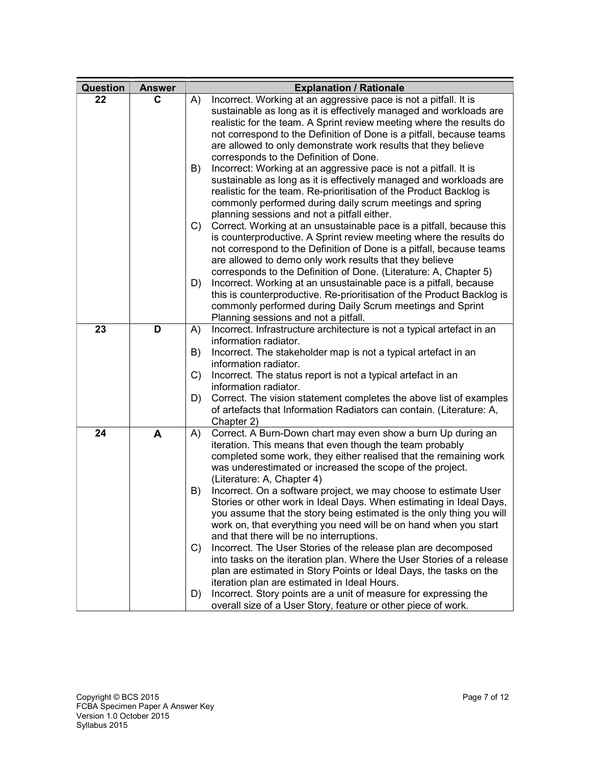| Question | Answer | Explanation / Rationale |
| --- | --- | --- |
| 22 | C | A) Incorrect. Working at an aggressive pace is not a pitfall. It is sustainable as long as it is effectively managed and workloads are realistic for the team. A Sprint review meeting where the results do not correspond to the Definition of Done is a pitfall, because teams are allowed to only demonstrate work results that they believe corresponds to the Definition of Done.<br>B) Incorrect: Working at an aggressive pace is not a pitfall. It is sustainable as long as it is effectively managed and workloads are realistic for the team. Re-prioritisation of the Product Backlog is commonly performed during daily scrum meetings and spring planning sessions and not a pitfall either.<br>C) Correct. Working at an unsustainable pace is a pitfall, because this is counterproductive. A Sprint review meeting where the results do not correspond to the Definition of Done is a pitfall, because teams are allowed to demo only work results that they believe corresponds to the Definition of Done. (Literature: A, Chapter 5)<br>D) Incorrect. Working at an unsustainable pace is a pitfall, because this is counterproductive. Re-prioritisation of the Product Backlog is commonly performed during Daily Scrum meetings and Sprint Planning sessions and not a pitfall. |
| 23 | D | A) Incorrect. Infrastructure architecture is not a typical artefact in an information radiator.<br>B) Incorrect. The stakeholder map is not a typical artefact in an information radiator.<br>C) Incorrect. The status report is not a typical artefact in an information radiator.<br>D) Correct. The vision statement completes the above list of examples of artefacts that Information Radiators can contain. (Literature: A, Chapter 2) |
| 24 | A | A) Correct. A Burn-Down chart may even show a burn Up during an iteration. This means that even though the team probably completed some work, they either realised that the remaining work was underestimated or increased the scope of the project. (Literature: A, Chapter 4)<br>B) Incorrect. On a software project, we may choose to estimate User Stories or other work in Ideal Days. When estimating in Ideal Days, you assume that the story being estimated is the only thing you will work on, that everything you need will be on hand when you start and that there will be no interruptions.<br>C) Incorrect. The User Stories of the release plan are decomposed into tasks on the iteration plan. Where the User Stories of a release plan are estimated in Story Points or Ideal Days, the tasks on the iteration plan are estimated in Ideal Hours.<br>D) Incorrect. Story points are a unit of measure for expressing the overall size of a User Story, feature or other piece of work. |

Copyright © BCS 2015
FCBA Specimen Paper A Answer Key
Version 1.0 October 2015
Syllabus 2015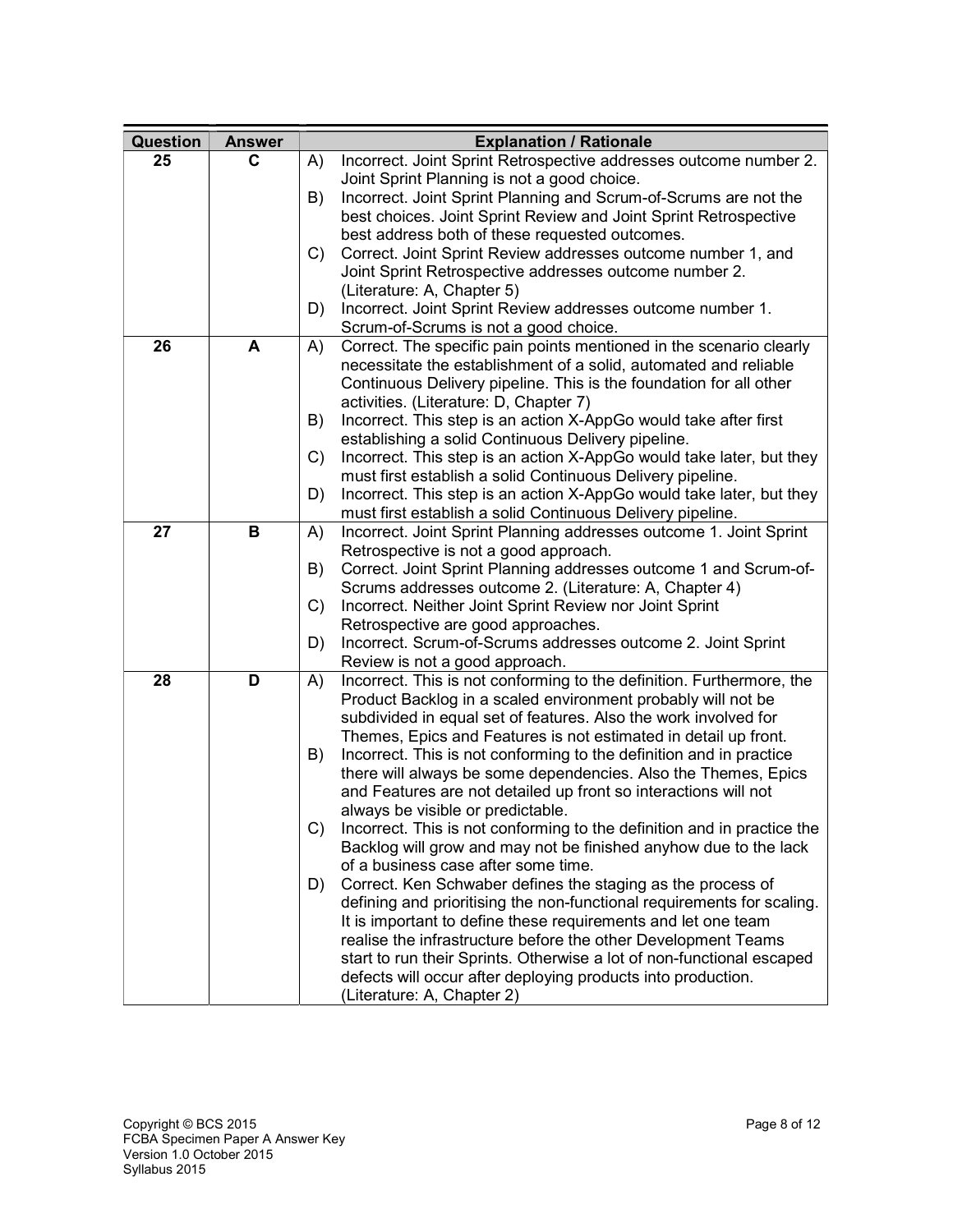| Question | Answer | Explanation / Rationale |
| --- | --- | --- |
| 25 | C | A) Incorrect. Joint Sprint Retrospective addresses outcome number 2. Joint Sprint Planning is not a good choice.<br>B) Incorrect. Joint Sprint Planning and Scrum-of-Scrums are not the best choices. Joint Sprint Review and Joint Sprint Retrospective best address both of these requested outcomes.<br>C) Correct. Joint Sprint Review addresses outcome number 1, and Joint Sprint Retrospective addresses outcome number 2. (Literature: A, Chapter 5)<br>D) Incorrect. Joint Sprint Review addresses outcome number 1. Scrum-of-Scrums is not a good choice. |
| 26 | A | A) Correct. The specific pain points mentioned in the scenario clearly necessitate the establishment of a solid, automated and reliable Continuous Delivery pipeline. This is the foundation for all other activities. (Literature: D, Chapter 7)<br>B) Incorrect. This step is an action X-AppGo would take after first establishing a solid Continuous Delivery pipeline.<br>C) Incorrect. This step is an action X-AppGo would take later, but they must first establish a solid Continuous Delivery pipeline.<br>D) Incorrect. This step is an action X-AppGo would take later, but they must first establish a solid Continuous Delivery pipeline. |
| 27 | B | A) Incorrect. Joint Sprint Planning addresses outcome 1. Joint Sprint Retrospective is not a good approach.<br>B) Correct. Joint Sprint Planning addresses outcome 1 and Scrum-of-Scrums addresses outcome 2. (Literature: A, Chapter 4)<br>C) Incorrect. Neither Joint Sprint Review nor Joint Sprint Retrospective are good approaches.<br>D) Incorrect. Scrum-of-Scrums addresses outcome 2. Joint Sprint Review is not a good approach. |
| 28 | D | A) Incorrect. This is not conforming to the definition. Furthermore, the Product Backlog in a scaled environment probably will not be subdivided in equal set of features. Also the work involved for Themes, Epics and Features is not estimated in detail up front.<br>B) Incorrect. This is not conforming to the definition and in practice there will always be some dependencies. Also the Themes, Epics and Features are not detailed up front so interactions will not always be visible or predictable.<br>C) Incorrect. This is not conforming to the definition and in practice the Backlog will grow and may not be finished anyhow due to the lack of a business case after some time.<br>D) Correct. Ken Schwaber defines the staging as the process of defining and prioritising the non-functional requirements for scaling. It is important to define these requirements and let one team realise the infrastructure before the other Development Teams start to run their Sprints. Otherwise a lot of non-functional escaped defects will occur after deploying products into production. (Literature: A, Chapter 2) |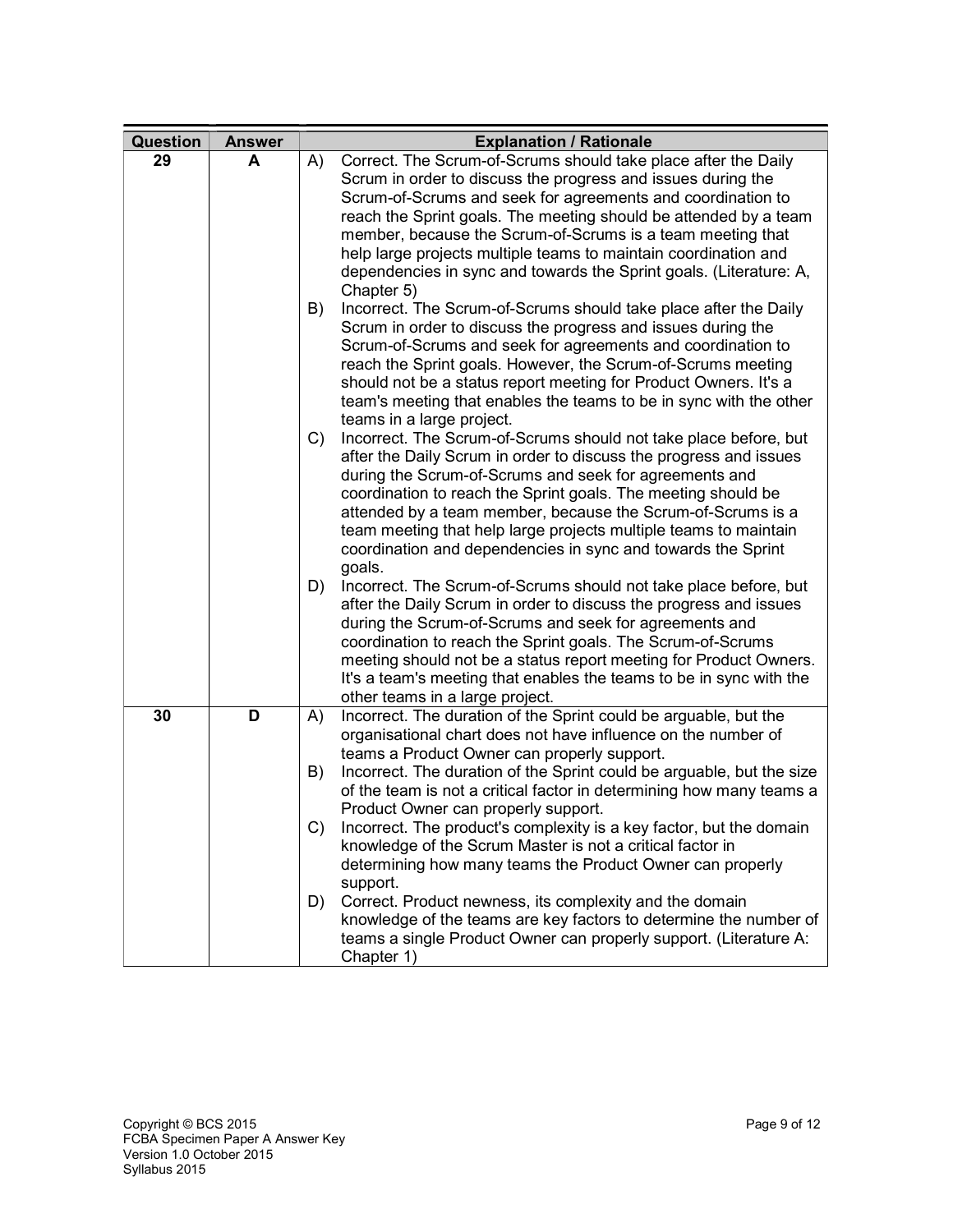| Question | Answer | Explanation / Rationale |
| --- | --- | --- |
| 29 | A | A) Correct. The Scrum-of-Scrums should take place after the Daily Scrum in order to discuss the progress and issues during the Scrum-of-Scrums and seek for agreements and coordination to reach the Sprint goals. The meeting should be attended by a team member, because the Scrum-of-Scrums is a team meeting that help large projects multiple teams to maintain coordination and dependencies in sync and towards the Sprint goals. (Literature: A, Chapter 5)<br>B) Incorrect. The Scrum-of-Scrums should take place after the Daily Scrum in order to discuss the progress and issues during the Scrum-of-Scrums and seek for agreements and coordination to reach the Sprint goals. However, the Scrum-of-Scrums meeting should not be a status report meeting for Product Owners. It's a team's meeting that enables the teams to be in sync with the other teams in a large project.<br>C) Incorrect. The Scrum-of-Scrums should not take place before, but after the Daily Scrum in order to discuss the progress and issues during the Scrum-of-Scrums and seek for agreements and coordination to reach the Sprint goals. The meeting should be attended by a team member, because the Scrum-of-Scrums is a team meeting that help large projects multiple teams to maintain coordination and dependencies in sync and towards the Sprint goals.<br>D) Incorrect. The Scrum-of-Scrums should not take place before, but after the Daily Scrum in order to discuss the progress and issues during the Scrum-of-Scrums and seek for agreements and coordination to reach the Sprint goals. The Scrum-of-Scrums meeting should not be a status report meeting for Product Owners. It's a team's meeting that enables the teams to be in sync with the other teams in a large project. |
| 30 | D | A) Incorrect. The duration of the Sprint could be arguable, but the organisational chart does not have influence on the number of teams a Product Owner can properly support.<br>B) Incorrect. The duration of the Sprint could be arguable, but the size of the team is not a critical factor in determining how many teams a Product Owner can properly support.<br>C) Incorrect. The product's complexity is a key factor, but the domain knowledge of the Scrum Master is not a critical factor in determining how many teams the Product Owner can properly support.<br>D) Correct. Product newness, its complexity and the domain knowledge of the teams are key factors to determine the number of teams a single Product Owner can properly support. (Literature A: Chapter 1) |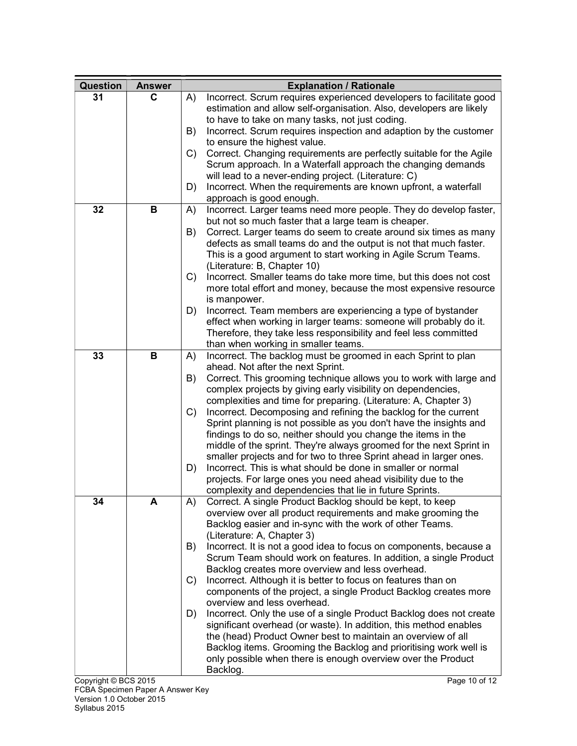| Question | Answer | Explanation / Rationale |
| --- | --- | --- |
| 31 | C | A) Incorrect. Scrum requires experienced developers to facilitate good estimation and allow self-organisation. Also, developers are likely to have to take on many tasks, not just coding.<br>B) Incorrect. Scrum requires inspection and adaption by the customer to ensure the highest value.<br>C) Correct. Changing requirements are perfectly suitable for the Agile Scrum approach. In a Waterfall approach the changing demands will lead to a never-ending project. (Literature: C)<br>D) Incorrect. When the requirements are known upfront, a waterfall approach is good enough. |
| 32 | B | A) Incorrect. Larger teams need more people. They do develop faster, but not so much faster that a large team is cheaper.<br>B) Correct. Larger teams do seem to create around six times as many defects as small teams do and the output is not that much faster. This is a good argument to start working in Agile Scrum Teams. (Literature: B, Chapter 10)<br>C) Incorrect. Smaller teams do take more time, but this does not cost more total effort and money, because the most expensive resource is manpower.<br>D) Incorrect. Team members are experiencing a type of bystander effect when working in larger teams: someone will probably do it. Therefore, they take less responsibility and feel less committed than when working in smaller teams. |
| 33 | B | A) Incorrect. The backlog must be groomed in each Sprint to plan ahead. Not after the next Sprint.<br>B) Correct. This grooming technique allows you to work with large and complex projects by giving early visibility on dependencies, complexities and time for preparing. (Literature: A, Chapter 3)<br>C) Incorrect. Decomposing and refining the backlog for the current Sprint planning is not possible as you don't have the insights and findings to do so, neither should you change the items in the middle of the sprint. They're always groomed for the next Sprint in smaller projects and for two to three Sprint ahead in larger ones.<br>D) Incorrect. This is what should be done in smaller or normal projects. For large ones you need ahead visibility due to the complexity and dependencies that lie in future Sprints. |
| 34 | A | A) Correct. A single Product Backlog should be kept, to keep overview over all product requirements and make grooming the Backlog easier and in-sync with the work of other Teams. (Literature: A, Chapter 3)<br>B) Incorrect. It is not a good idea to focus on components, because a Scrum Team should work on features. In addition, a single Product Backlog creates more overview and less overhead.<br>C) Incorrect. Although it is better to focus on features than on components of the project, a single Product Backlog creates more overview and less overhead.<br>D) Incorrect. Only the use of a single Product Backlog does not create significant overhead (or waste). In addition, this method enables the (head) Product Owner best to maintain an overview of all Backlog items. Grooming the Backlog and prioritising work well is only possible when there is enough overview over the Product Backlog. |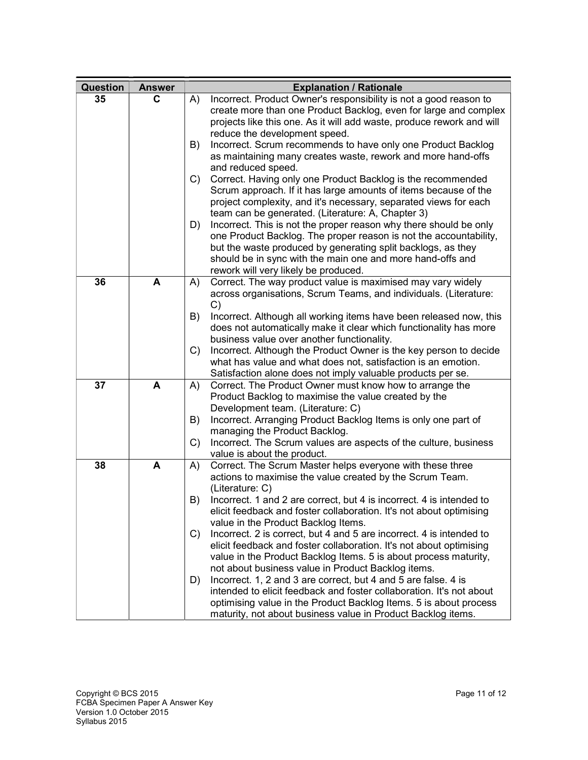| Question | Answer | Explanation / Rationale |
| --- | --- | --- |
| 35 | C | A) Incorrect. Product Owner's responsibility is not a good reason to create more than one Product Backlog, even for large and complex projects like this one. As it will add waste, produce rework and will reduce the development speed.<br>B) Incorrect. Scrum recommends to have only one Product Backlog as maintaining many creates waste, rework and more hand-offs and reduced speed.<br>C) Correct. Having only one Product Backlog is the recommended Scrum approach. If it has large amounts of items because of the project complexity, and it's necessary, separated views for each team can be generated. (Literature: A, Chapter 3)<br>D) Incorrect. This is not the proper reason why there should be only one Product Backlog. The proper reason is not the accountability, but the waste produced by generating split backlogs, as they should be in sync with the main one and more hand-offs and rework will very likely be produced. |
| 36 | A | A) Correct. The way product value is maximised may vary widely across organisations, Scrum Teams, and individuals. (Literature: C)<br>B) Incorrect. Although all working items have been released now, this does not automatically make it clear which functionality has more business value over another functionality.<br>C) Incorrect. Although the Product Owner is the key person to decide what has value and what does not, satisfaction is an emotion. Satisfaction alone does not imply valuable products per se. |
| 37 | A | A) Correct. The Product Owner must know how to arrange the Product Backlog to maximise the value created by the Development team. (Literature: C)<br>B) Incorrect. Arranging Product Backlog Items is only one part of managing the Product Backlog.<br>C) Incorrect. The Scrum values are aspects of the culture, business value is about the product. |
| 38 | A | A) Correct. The Scrum Master helps everyone with these three actions to maximise the value created by the Scrum Team. (Literature: C)<br>B) Incorrect. 1 and 2 are correct, but 4 is incorrect. 4 is intended to elicit feedback and foster collaboration. It's not about optimising value in the Product Backlog Items.<br>C) Incorrect. 2 is correct, but 4 and 5 are incorrect. 4 is intended to elicit feedback and foster collaboration. It's not about optimising value in the Product Backlog Items. 5 is about process maturity, not about business value in Product Backlog items.<br>D) Incorrect. 1, 2 and 3 are correct, but 4 and 5 are false. 4 is intended to elicit feedback and foster collaboration. It's not about optimising value in the Product Backlog Items. 5 is about process maturity, not about business value in Product Backlog items. |

Copyright © BCS 2015
FCBA Specimen Paper A Answer Key
Version 1.0 October 2015
Syllabus 2015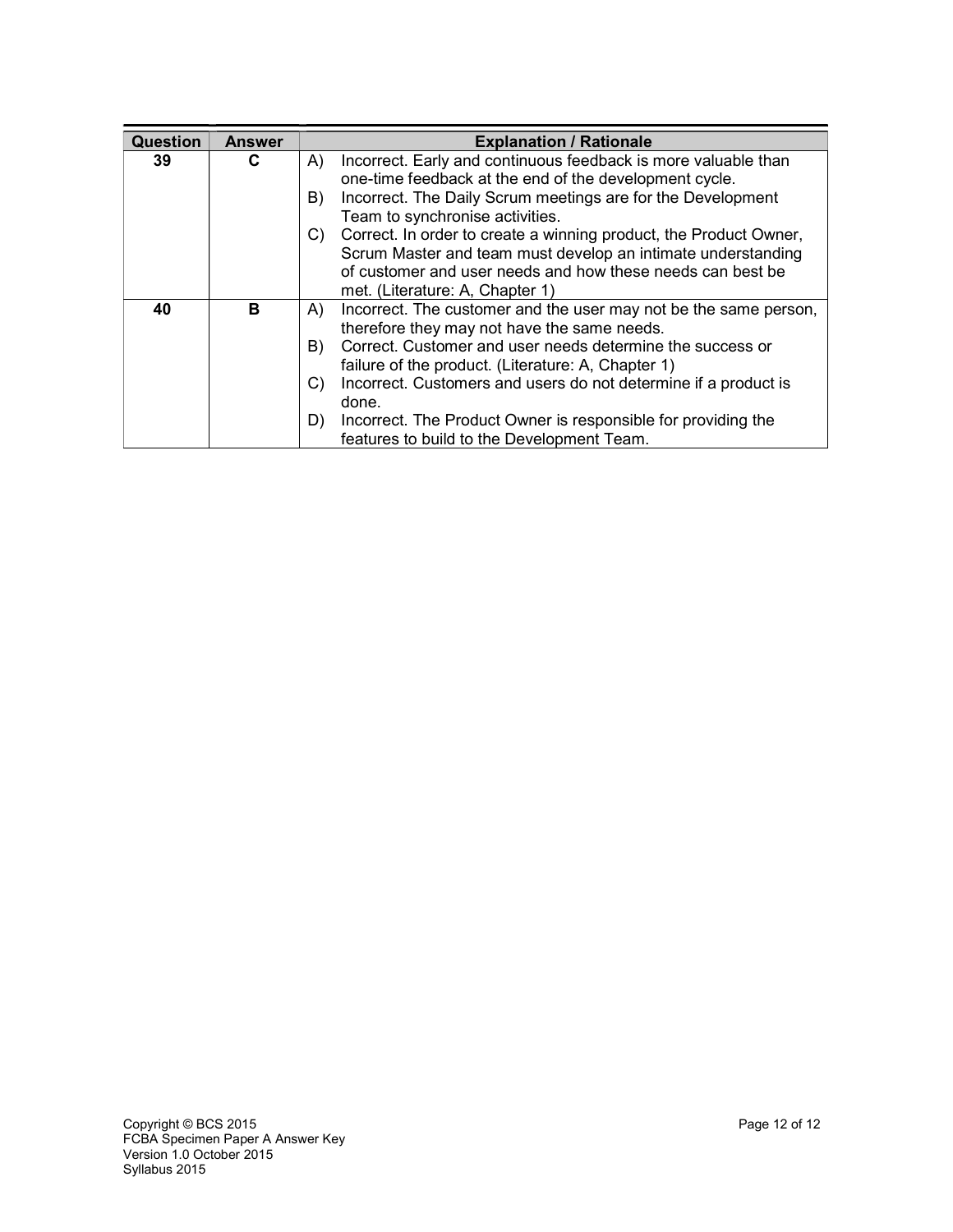| Question | Answer | Explanation / Rationale |
|---|---|---|
| 39 | C | A) Incorrect. Early and continuous feedback is more valuable than one-time feedback at the end of the development cycle.<br>B) Incorrect. The Daily Scrum meetings are for the Development Team to synchronise activities.<br>C) Correct. In order to create a winning product, the Product Owner, Scrum Master and team must develop an intimate understanding of customer and user needs and how these needs can best be met. (Literature: A, Chapter 1) |
| 40 | B | A) Incorrect. The customer and the user may not be the same person, therefore they may not have the same needs.<br>B) Correct. Customer and user needs determine the success or failure of the product. (Literature: A, Chapter 1)<br>C) Incorrect. Customers and users do not determine if a product is done.<br>D) Incorrect. The Product Owner is responsible for providing the features to build to the Development Team. |

Copyright © BCS 2015
FCBA Specimen Paper A Answer Key
Version 1.0 October 2015
Syllabus 2015